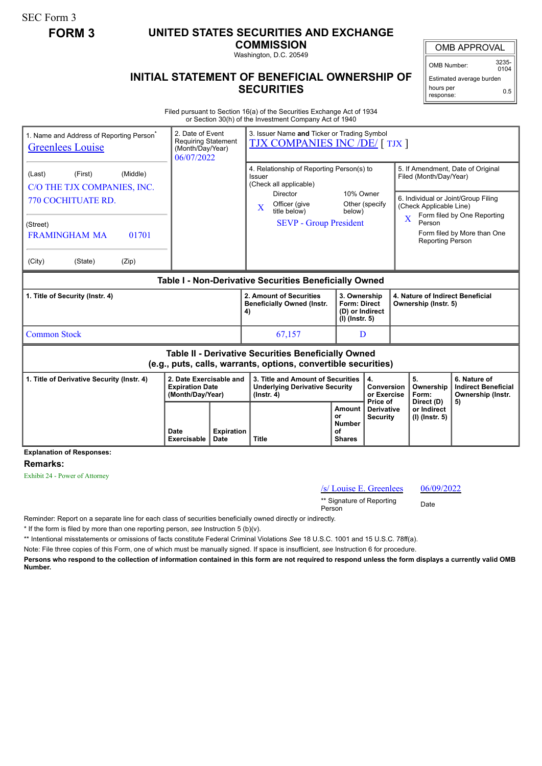SEC Form 3

**FORM 3**

# UNITED STATES SECURITIES AND EXCHANGE COMMISSION

Washington, D.C. 20549

## INITIAL STATEMENT OF BENEFICIAL OWNERSHIP OF SECURITIES

| OMB APPROVAL | |
|---|---|
| OMB Number: | 3235-0104 |
| Estimated average burden hours per response: | 0.5 |

Filed pursuant to Section 16(a) of the Securities Exchange Act of 1934 or Section 30(h) of the Investment Company Act of 1940

| 1. Name and Address of Reporting Person* | 2. Date of Event Requiring Statement (Month/Day/Year) | 3. Issuer Name and Ticker or Trading Symbol |
|---|---|---|
| Greenlees Louise | 06/07/2022 | TJX COMPANIES INC /DE/ [ TJX ] |
| (Last) (First) (Middle) C/O THE TJX COMPANIES, INC. 770 COCHITUATE RD. | | 4. Relationship of Reporting Person(s) to Issuer (Check all applicable) Director ___ 10% Owner ___ X Officer (give title below) ___ Other (specify below) SEVP - Group President |
| (Street) FRAMINGHAM MA 01701 | | 5. If Amendment, Date of Original Filed (Month/Day/Year) |
| (City) (State) (Zip) | | 6. Individual or Joint/Group Filing (Check Applicable Line) X Form filed by One Reporting Person ___ Form filed by More than One Reporting Person |

**Table I - Non-Derivative Securities Beneficially Owned**

| 1. Title of Security (Instr. 4) | 2. Amount of Securities Beneficially Owned (Instr. 4) | 3. Ownership Form: Direct (D) or Indirect (I) (Instr. 5) | 4. Nature of Indirect Beneficial Ownership (Instr. 5) |
|---|---|---|---|
| Common Stock | 67,157 | D | |

**Table II - Derivative Securities Beneficially Owned (e.g., puts, calls, warrants, options, convertible securities)**

| 1. Title of Derivative Security (Instr. 4) | 2. Date Exercisable and Expiration Date (Month/Day/Year) | | 3. Title and Amount of Securities Underlying Derivative Security (Instr. 4) | | 4. Conversion or Exercise Price of Derivative Security | 5. Ownership Form: Direct (D) or Indirect (I) (Instr. 5) | 6. Nature of Indirect Beneficial Ownership (Instr. 5) |
|---|---|---|---|---|---|---|---|
| | Date Exercisable | Expiration Date | Title | Amount or Number of Shares | | | |

**Explanation of Responses:**

**Remarks:**

Exhibit 24 - Power of Attorney

| /s/ Louise E. Greenlees | 06/09/2022 |
|---|---|
| ** Signature of Reporting Person | Date |

Reminder: Report on a separate line for each class of securities beneficially owned directly or indirectly.

\* If the form is filed by more than one reporting person, *see* Instruction 5 (b)(v).

** Intentional misstatements or omissions of facts constitute Federal Criminal Violations *See* 18 U.S.C. 1001 and 15 U.S.C. 78ff(a).

Note: File three copies of this Form, one of which must be manually signed. If space is insufficient, *see* Instruction 6 for procedure.

**Persons who respond to the collection of information contained in this form are not required to respond unless the form displays a currently valid OMB Number.**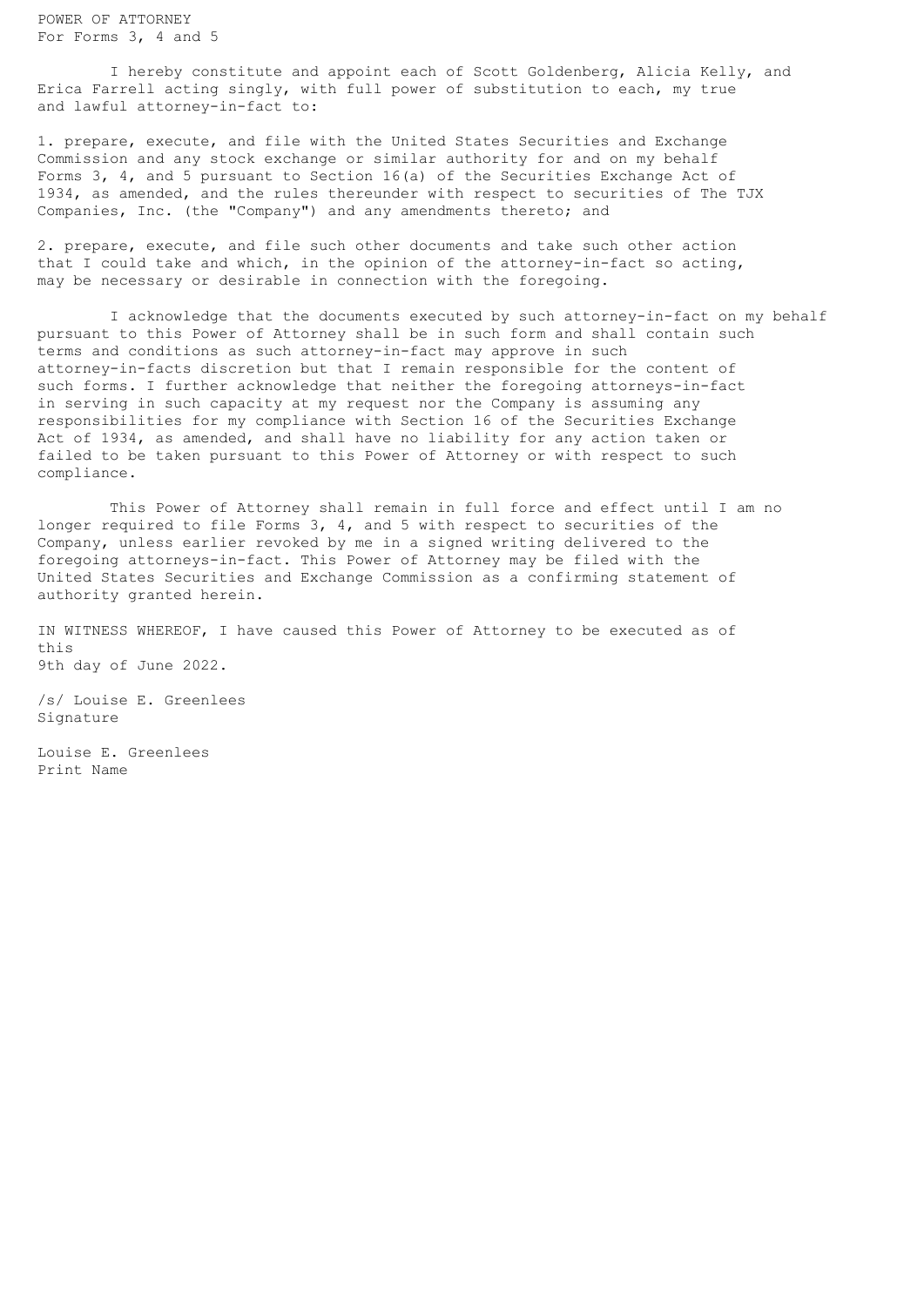POWER OF ATTORNEY
For Forms 3, 4 and 5

I hereby constitute and appoint each of Scott Goldenberg, Alicia Kelly, and Erica Farrell acting singly, with full power of substitution to each, my true and lawful attorney-in-fact to:

1. prepare, execute, and file with the United States Securities and Exchange Commission and any stock exchange or similar authority for and on my behalf Forms 3, 4, and 5 pursuant to Section 16(a) of the Securities Exchange Act of 1934, as amended, and the rules thereunder with respect to securities of The TJX Companies, Inc. (the "Company") and any amendments thereto; and

2. prepare, execute, and file such other documents and take such other action that I could take and which, in the opinion of the attorney-in-fact so acting, may be necessary or desirable in connection with the foregoing.

I acknowledge that the documents executed by such attorney-in-fact on my behalf pursuant to this Power of Attorney shall be in such form and shall contain such terms and conditions as such attorney-in-fact may approve in such attorney-in-facts discretion but that I remain responsible for the content of such forms. I further acknowledge that neither the foregoing attorneys-in-fact in serving in such capacity at my request nor the Company is assuming any responsibilities for my compliance with Section 16 of the Securities Exchange Act of 1934, as amended, and shall have no liability for any action taken or failed to be taken pursuant to this Power of Attorney or with respect to such compliance.

This Power of Attorney shall remain in full force and effect until I am no longer required to file Forms 3, 4, and 5 with respect to securities of the Company, unless earlier revoked by me in a signed writing delivered to the foregoing attorneys-in-fact. This Power of Attorney may be filed with the United States Securities and Exchange Commission as a confirming statement of authority granted herein.

IN WITNESS WHEREOF, I have caused this Power of Attorney to be executed as of this
9th day of June 2022.

/s/ Louise E. Greenlees
Signature

Louise E. Greenlees
Print Name